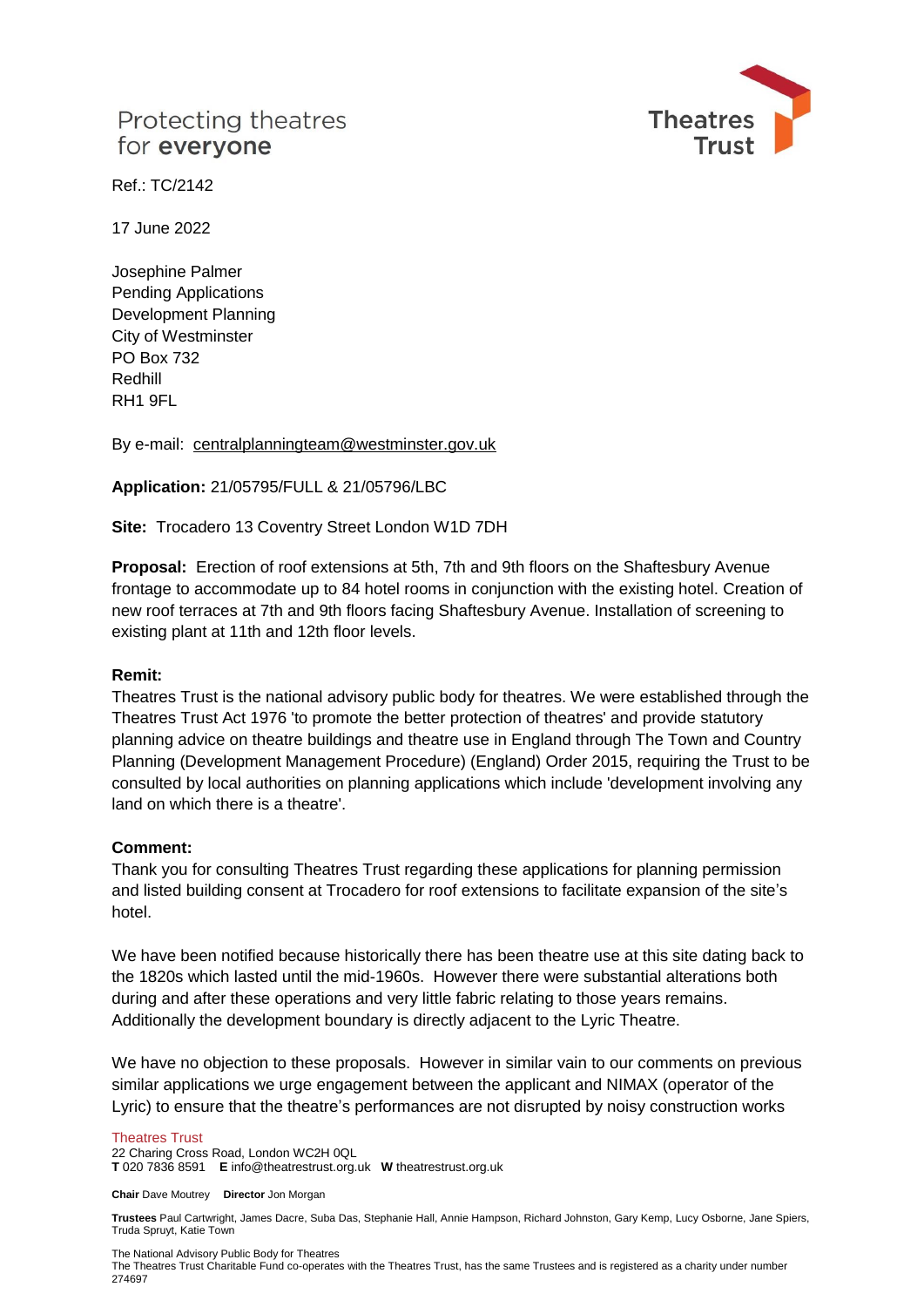Protecting theatres
for **everyone**

Theatres Trust

Ref.: TC/2142

17 June 2022

Josephine Palmer
Pending Applications
Development Planning
City of Westminster
PO Box 732
Redhill
RH1 9FL

By e-mail: centralplanningteam@westminster.gov.uk

**Application:** 21/05795/FULL & 21/05796/LBC

**Site:** Trocadero 13 Coventry Street London W1D 7DH

**Proposal:** Erection of roof extensions at 5th, 7th and 9th floors on the Shaftesbury Avenue frontage to accommodate up to 84 hotel rooms in conjunction with the existing hotel. Creation of new roof terraces at 7th and 9th floors facing Shaftesbury Avenue. Installation of screening to existing plant at 11th and 12th floor levels.

**Remit:**
Theatres Trust is the national advisory public body for theatres. We were established through the Theatres Trust Act 1976 'to promote the better protection of theatres' and provide statutory planning advice on theatre buildings and theatre use in England through The Town and Country Planning (Development Management Procedure) (England) Order 2015, requiring the Trust to be consulted by local authorities on planning applications which include 'development involving any land on which there is a theatre'.

**Comment:**
Thank you for consulting Theatres Trust regarding these applications for planning permission and listed building consent at Trocadero for roof extensions to facilitate expansion of the site's hotel.

We have been notified because historically there has been theatre use at this site dating back to the 1820s which lasted until the mid-1960s. However there were substantial alterations both during and after these operations and very little fabric relating to those years remains. Additionally the development boundary is directly adjacent to the Lyric Theatre.

We have no objection to these proposals. However in similar vain to our comments on previous similar applications we urge engagement between the applicant and NIMAX (operator of the Lyric) to ensure that the theatre's performances are not disrupted by noisy construction works

Theatres Trust
22 Charing Cross Road, London WC2H 0QL
**T** 020 7836 8591 **E** info@theatrestrust.org.uk **W** theatrestrust.org.uk

**Chair** Dave Moutrey **Director** Jon Morgan

**Trustees** Paul Cartwright, James Dacre, Suba Das, Stephanie Hall, Annie Hampson, Richard Johnston, Gary Kemp, Lucy Osborne, Jane Spiers, Truda Spruyt, Katie Town

The National Advisory Public Body for Theatres
The Theatres Trust Charitable Fund co-operates with the Theatres Trust, has the same Trustees and is registered as a charity under number 274697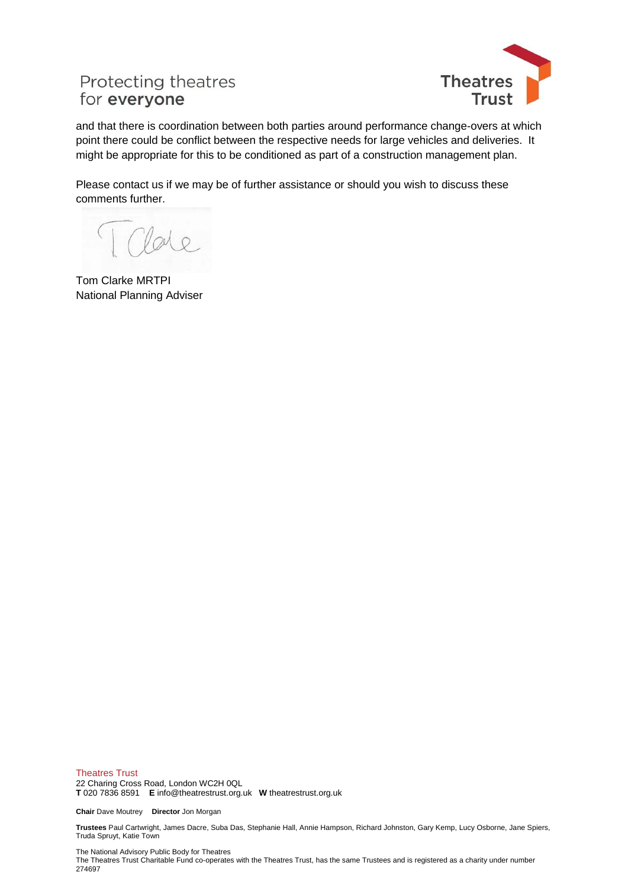and that there is coordination between both parties around performance change-overs at which point there could be conflict between the respective needs for large vehicles and deliveries. It might be appropriate for this to be conditioned as part of a construction management plan.

Please contact us if we may be of further assistance or should you wish to discuss these comments further.

Tom Clarke MRTPI
National Planning Adviser